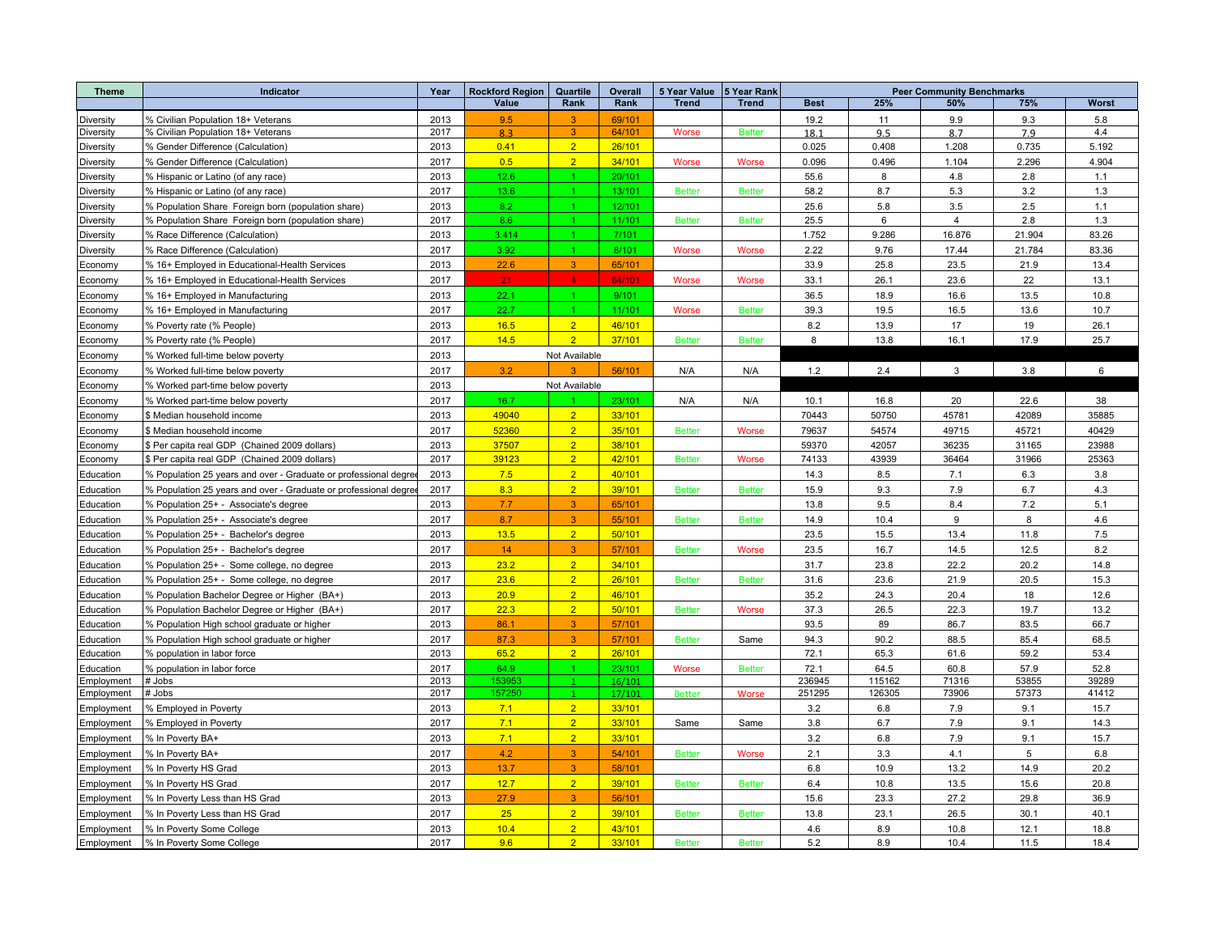| Theme | Indicator | Year | Rockford Region Value | Quartile Rank | Overall Rank | 5 Year Value Trend | 5 Year Rank Trend | Peer Community Benchmarks | | | | |
|---|---|---|---|---|---|---|---|---|---|---|---|---|
| | | | | | | | | Best | 25% | 50% | 75% | Worst |
| Diversity | % Civilian Population 18+ Veterans | 2013 | 9.5 | 3 | 69/101 | | | 19.2 | 11 | 9.9 | 9.3 | 5.8 |
| Diversity | % Civilian Population 18+ Veterans | 2017 | 8.3 | 3 | 64/101 | Worse | Better | 18.1 | 9.5 | 8.7 | 7.9 | 4.4 |
| Diversity | % Gender Difference (Calculation) | 2013 | 0.41 | 2 | 26/101 | | | 0.025 | 0.408 | 1.208 | 0.735 | 5.192 |
| Diversity | % Gender Difference (Calculation) | 2017 | 0.5 | 2 | 34/101 | Worse | Worse | 0.096 | 0.496 | 1.104 | 2.296 | 4.904 |
| Diversity | % Hispanic or Latino (of any race) | 2013 | 12.6 | 1 | 20/101 | | | 55.6 | 8 | 4.8 | 2.8 | 1.1 |
| Diversity | % Hispanic or Latino (of any race) | 2017 | 13.6 | 1 | 13/101 | Better | Better | 58.2 | 8.7 | 5.3 | 3.2 | 1.3 |
| Diversity | % Population Share Foreign born (population share) | 2013 | 8.2 | 1 | 12/101 | | | 25.6 | 5.8 | 3.5 | 2.5 | 1.1 |
| Diversity | % Population Share Foreign born (population share) | 2017 | 8.6 | 1 | 11/101 | Better | Better | 25.5 | 6 | 4 | 2.8 | 1.3 |
| Diversity | % Race Difference (Calculation) | 2013 | 3.414 | 1 | 7/101 | | | 1.752 | 9.286 | 16.876 | 21.904 | 83.26 |
| Diversity | % Race Difference (Calculation) | 2017 | 3.92 | 1 | 8/101 | Worse | Worse | 2.22 | 9.76 | 17.44 | 21.784 | 83.36 |
| Economy | % 16+ Employed in Educational-Health Services | 2013 | 22.6 | 3 | 65/101 | | | 33.9 | 25.8 | 23.5 | 21.9 | 13.4 |
| Economy | % 16+ Employed in Educational-Health Services | 2017 | 21 | 4 | 84/101 | Worse | Worse | 33.1 | 26.1 | 23.6 | 22 | 13.1 |
| Economy | % 16+ Employed in Manufacturing | 2013 | 22.1 | 1 | 9/101 | | | 36.5 | 18.9 | 16.6 | 13.5 | 10.8 |
| Economy | % 16+ Employed in Manufacturing | 2017 | 22.7 | 1 | 11/101 | Worse | Better | 39.3 | 19.5 | 16.5 | 13.6 | 10.7 |
| Economy | % Poverty rate (% People) | 2013 | 16.5 | 2 | 46/101 | | | 8.2 | 13.9 | 17 | 19 | 26.1 |
| Economy | % Poverty rate (% People) | 2017 | 14.5 | 2 | 37/101 | Better | Better | 8 | 13.8 | 16.1 | 17.9 | 25.7 |
| Economy | % Worked full-time below poverty | 2013 | Not Available | | | | | | | | | |
| Economy | % Worked full-time below poverty | 2017 | 3.2 | 3 | 56/101 | N/A | N/A | 1.2 | 2.4 | 3 | 3.8 | 6 |
| Economy | % Worked part-time below poverty | 2013 | Not Available | | | | | | | | | |
| Economy | % Worked part-time below poverty | 2017 | 16.7 | 1 | 23/101 | N/A | N/A | 10.1 | 16.8 | 20 | 22.6 | 38 |
| Economy | $ Median household income | 2013 | 49040 | 2 | 33/101 | | | 70443 | 50750 | 45781 | 42089 | 35885 |
| Economy | $ Median household income | 2017 | 52360 | 2 | 35/101 | Better | Worse | 79637 | 54574 | 49715 | 45721 | 40429 |
| Economy | $ Per capita real GDP (Chained 2009 dollars) | 2013 | 37507 | 2 | 38/101 | | | 59370 | 42057 | 36235 | 31165 | 23988 |
| Economy | $ Per capita real GDP (Chained 2009 dollars) | 2017 | 39123 | 2 | 42/101 | Better | Worse | 74133 | 43939 | 36464 | 31966 | 25363 |
| Education | % Population 25 years and over - Graduate or professional degree | 2013 | 7.5 | 2 | 40/101 | | | 14.3 | 8.5 | 7.1 | 6.3 | 3.8 |
| Education | % Population 25 years and over - Graduate or professional degree | 2017 | 8.3 | 2 | 39/101 | Better | Better | 15.9 | 9.3 | 7.9 | 6.7 | 4.3 |
| Education | % Population 25+ - Associate's degree | 2013 | 7.7 | 3 | 65/101 | | | 13.8 | 9.5 | 8.4 | 7.2 | 5.1 |
| Education | % Population 25+ - Associate's degree | 2017 | 8.7 | 3 | 55/101 | Better | Better | 14.9 | 10.4 | 9 | 8 | 4.6 |
| Education | % Population 25+ - Bachelor's degree | 2013 | 13.5 | 2 | 50/101 | | | 23.5 | 15.5 | 13.4 | 11.8 | 7.5 |
| Education | % Population 25+ - Bachelor's degree | 2017 | 14 | 3 | 57/101 | Better | Worse | 23.5 | 16.7 | 14.5 | 12.5 | 8.2 |
| Education | % Population 25+ - Some college, no degree | 2013 | 23.2 | 2 | 34/101 | | | 31.7 | 23.8 | 22.2 | 20.2 | 14.8 |
| Education | % Population 25+ - Some college, no degree | 2017 | 23.6 | 2 | 26/101 | Better | Better | 31.6 | 23.6 | 21.9 | 20.5 | 15.3 |
| Education | % Population Bachelor Degree or Higher (BA+) | 2013 | 20.9 | 2 | 46/101 | | | 35.2 | 24.3 | 20.4 | 18 | 12.6 |
| Education | % Population Bachelor Degree or Higher (BA+) | 2017 | 22.3 | 2 | 50/101 | Better | Worse | 37.3 | 26.5 | 22.3 | 19.7 | 13.2 |
| Education | % Population High school graduate or higher | 2013 | 86.1 | 3 | 57/101 | | | 93.5 | 89 | 86.7 | 83.5 | 66.7 |
| Education | % Population High school graduate or higher | 2017 | 87.3 | 3 | 57/101 | Better | Same | 94.3 | 90.2 | 88.5 | 85.4 | 68.5 |
| Education | % population in labor force | 2013 | 65.2 | 2 | 26/101 | | | 72.1 | 65.3 | 61.6 | 59.2 | 53.4 |
| Education | % population in labor force | 2017 | 64.9 | 1 | 23/101 | Worse | Better | 72.1 | 64.5 | 60.8 | 57.9 | 52.8 |
| Employment | # Jobs | 2013 | 153953 | 1 | 16/101 | | | 236945 | 115162 | 71316 | 53855 | 39289 |
| Employment | # Jobs | 2017 | 157250 | 1 | 17/101 | Better | Worse | 251295 | 126305 | 73906 | 57373 | 41412 |
| Employment | % Employed in Poverty | 2013 | 7.1 | 2 | 33/101 | | | 3.2 | 6.8 | 7.9 | 9.1 | 15.7 |
| Employment | % Employed in Poverty | 2017 | 7.1 | 2 | 33/101 | Same | Same | 3.8 | 6.7 | 7.9 | 9.1 | 14.3 |
| Employment | % In Poverty BA+ | 2013 | 7.1 | 2 | 33/101 | | | 3.2 | 6.8 | 7.9 | 9.1 | 15.7 |
| Employment | % In Poverty BA+ | 2017 | 4.2 | 3 | 54/101 | Better | Worse | 2.1 | 3.3 | 4.1 | 5 | 6.8 |
| Employment | % In Poverty HS Grad | 2013 | 13.7 | 3 | 58/101 | | | 6.8 | 10.9 | 13.2 | 14.9 | 20.2 |
| Employment | % In Poverty HS Grad | 2017 | 12.7 | 2 | 39/101 | Better | Better | 6.4 | 10.8 | 13.5 | 15.6 | 20.8 |
| Employment | % In Poverty Less than HS Grad | 2013 | 27.9 | 3 | 56/101 | | | 15.6 | 23.3 | 27.2 | 29.8 | 36.9 |
| Employment | % In Poverty Less than HS Grad | 2017 | 25 | 2 | 39/101 | Better | Better | 13.8 | 23.1 | 26.5 | 30.1 | 40.1 |
| Employment | % In Poverty Some College | 2013 | 10.4 | 2 | 43/101 | | | 4.6 | 8.9 | 10.8 | 12.1 | 18.8 |
| Employment | % In Poverty Some College | 2017 | 9.6 | 2 | 33/101 | Better | Better | 5.2 | 8.9 | 10.4 | 11.5 | 18.4 |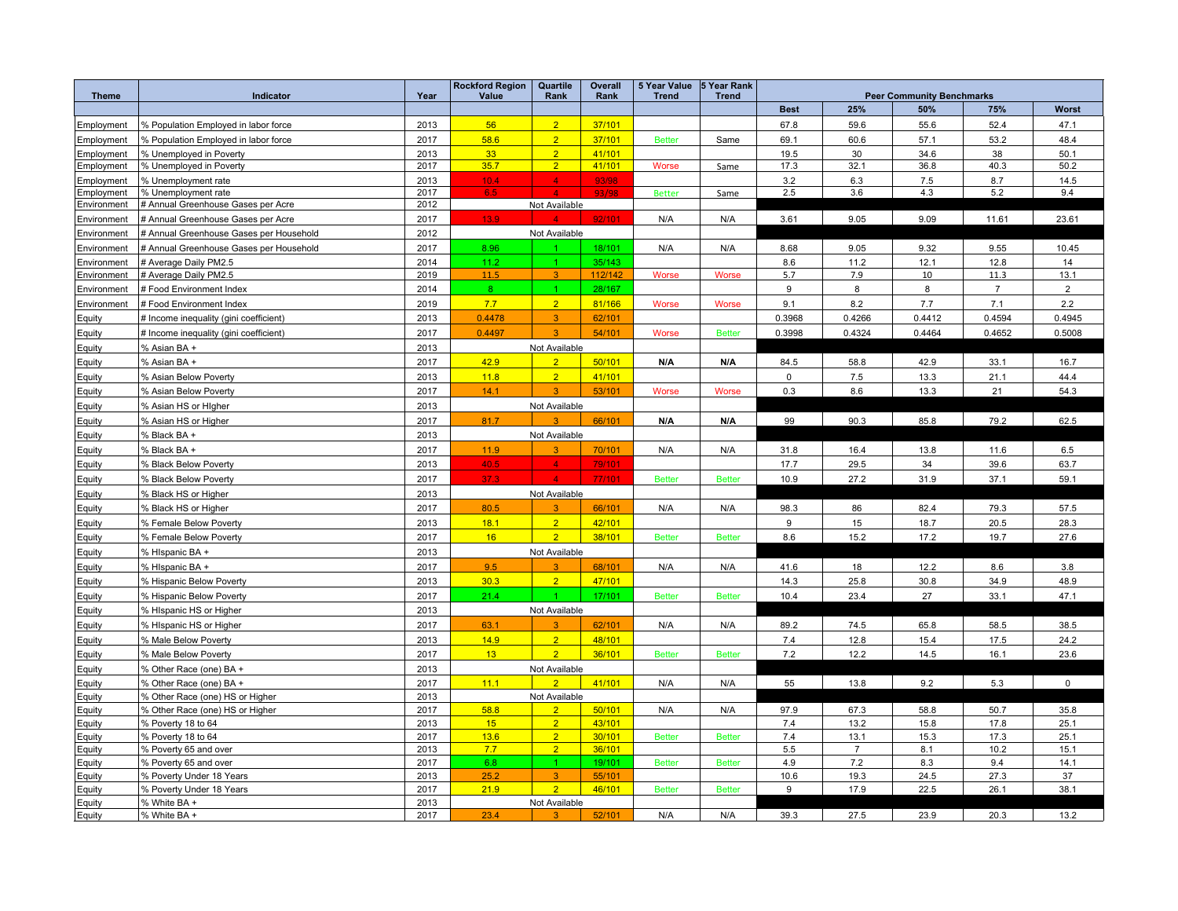| Theme | Indicator | Year | Rockford Region Value | Quartile Rank | Overall Rank | 5 Year Value Trend | 5 Year Rank Trend | Peer Community Benchmarks | | | | |
|---|---|---|---|---|---|---|---|---|---|---|---|---|
| | | | | | | | | Best | 25% | 50% | 75% | Worst |
| Employment | % Population Employed in labor force | 2013 | 56 | 2 | 37/101 | | | 67.8 | 59.6 | 55.6 | 52.4 | 47.1 |
| Employment | % Population Employed in labor force | 2017 | 58.6 | 2 | 37/101 | Better | Same | 69.1 | 60.6 | 57.1 | 53.2 | 48.4 |
| Employment | % Unemployed in Poverty | 2013 | 33 | 2 | 41/101 | | | 19.5 | 30 | 34.6 | 38 | 50.1 |
| Employment | % Unemployed in Poverty | 2017 | 35.7 | 2 | 41/101 | Worse | Same | 17.3 | 32.1 | 36.8 | 40.3 | 50.2 |
| Employment | % Unemployment rate | 2013 | 10.4 | 4 | 93/98 | | | 3.2 | 6.3 | 7.5 | 8.7 | 14.5 |
| Employment | % Unemployment rate | 2017 | 6.5 | 4 | 93/98 | Better | Same | 2.5 | 3.6 | 4.3 | 5.2 | 9.4 |
| Environment | # Annual Greenhouse Gases per Acre | 2012 | Not Available | | | | | | | | | |
| Environment | # Annual Greenhouse Gases per Acre | 2017 | 13.9 | 4 | 92/101 | N/A | N/A | 3.61 | 9.05 | 9.09 | 11.61 | 23.61 |
| Environment | # Annual Greenhouse Gases per Household | 2012 | Not Available | | | | | | | | | |
| Environment | # Annual Greenhouse Gases per Household | 2017 | 8.96 | 1 | 18/101 | N/A | N/A | 8.68 | 9.05 | 9.32 | 9.55 | 10.45 |
| Environment | # Average Daily PM2.5 | 2014 | 11.2 | 1 | 35/143 | | | 8.6 | 11.2 | 12.1 | 12.8 | 14 |
| Environment | # Average Daily PM2.5 | 2019 | 11.5 | 3 | 112/142 | Worse | Worse | 5.7 | 7.9 | 10 | 11.3 | 13.1 |
| Environment | # Food Environment Index | 2014 | 8 | 1 | 28/167 | | | 9 | 8 | 8 | 7 | 2 |
| Environment | # Food Environment Index | 2019 | 7.7 | 2 | 81/166 | Worse | Worse | 9.1 | 8.2 | 7.7 | 7.1 | 2.2 |
| Equity | # Income inequality (gini coefficient) | 2013 | 0.4478 | 3 | 62/101 | | | 0.3968 | 0.4266 | 0.4412 | 0.4594 | 0.4945 |
| Equity | # Income inequality (gini coefficient) | 2017 | 0.4497 | 3 | 54/101 | Worse | Better | 0.3998 | 0.4324 | 0.4464 | 0.4652 | 0.5008 |
| Equity | % Asian BA + | 2013 | Not Available | | | | | | | | | |
| Equity | % Asian BA + | 2017 | 42.9 | 2 | 50/101 | **N/A** | **N/A** | 84.5 | 58.8 | 42.9 | 33.1 | 16.7 |
| Equity | % Asian Below Poverty | 2013 | 11.8 | 2 | 41/101 | | | 0 | 7.5 | 13.3 | 21.1 | 44.4 |
| Equity | % Asian Below Poverty | 2017 | 14.1 | 3 | 53/101 | Worse | Worse | 0.3 | 8.6 | 13.3 | 21 | 54.3 |
| Equity | % Asian HS or HIgher | 2013 | Not Available | | | | | | | | | |
| Equity | % Asian HS or Higher | 2017 | 81.7 | 3 | 66/101 | **N/A** | **N/A** | 99 | 90.3 | 85.8 | 79.2 | 62.5 |
| Equity | % Black BA + | 2013 | Not Available | | | | | | | | | |
| Equity | % Black BA + | 2017 | 11.9 | 3 | 70/101 | N/A | N/A | 31.8 | 16.4 | 13.8 | 11.6 | 6.5 |
| Equity | % Black Below Poverty | 2013 | 40.5 | 4 | 79/101 | | | 17.7 | 29.5 | 34 | 39.6 | 63.7 |
| Equity | % Black Below Poverty | 2017 | 37.3 | 4 | 77/101 | Better | Better | 10.9 | 27.2 | 31.9 | 37.1 | 59.1 |
| Equity | % Black HS or Higher | 2013 | Not Available | | | | | | | | | |
| Equity | % Black HS or Higher | 2017 | 80.5 | 3 | 66/101 | N/A | N/A | 98.3 | 86 | 82.4 | 79.3 | 57.5 |
| Equity | % Female Below Poverty | 2013 | 18.1 | 2 | 42/101 | | | 9 | 15 | 18.7 | 20.5 | 28.3 |
| Equity | % Female Below Poverty | 2017 | 16 | 2 | 38/101 | Better | Better | 8.6 | 15.2 | 17.2 | 19.7 | 27.6 |
| Equity | % HIspanic BA + | 2013 | Not Available | | | | | | | | | |
| Equity | % HIspanic BA + | 2017 | 9.5 | 3 | 68/101 | N/A | N/A | 41.6 | 18 | 12.2 | 8.6 | 3.8 |
| Equity | % Hispanic Below Poverty | 2013 | 30.3 | 2 | 47/101 | | | 14.3 | 25.8 | 30.8 | 34.9 | 48.9 |
| Equity | % Hispanic Below Poverty | 2017 | 21.4 | 1 | 17/101 | Better | Better | 10.4 | 23.4 | 27 | 33.1 | 47.1 |
| Equity | % HIspanic HS or Higher | 2013 | Not Available | | | | | | | | | |
| Equity | % HIspanic HS or Higher | 2017 | 63.1 | 3 | 62/101 | N/A | N/A | 89.2 | 74.5 | 65.8 | 58.5 | 38.5 |
| Equity | % Male Below Poverty | 2013 | 14.9 | 2 | 48/101 | | | 7.4 | 12.8 | 15.4 | 17.5 | 24.2 |
| Equity | % Male Below Poverty | 2017 | 13 | 2 | 36/101 | Better | Better | 7.2 | 12.2 | 14.5 | 16.1 | 23.6 |
| Equity | % Other Race (one) BA + | 2013 | Not Available | | | | | | | | | |
| Equity | % Other Race (one) BA + | 2017 | 11.1 | 2 | 41/101 | N/A | N/A | 55 | 13.8 | 9.2 | 5.3 | 0 |
| Equity | % Other Race (one) HS or Higher | 2013 | Not Available | | | | | | | | | |
| Equity | % Other Race (one) HS or Higher | 2017 | 58.8 | 2 | 50/101 | N/A | N/A | 97.9 | 67.3 | 58.8 | 50.7 | 35.8 |
| Equity | % Poverty 18 to 64 | 2013 | 15 | 2 | 43/101 | | | 7.4 | 13.2 | 15.8 | 17.8 | 25.1 |
| Equity | % Poverty 18 to 64 | 2017 | 13.6 | 2 | 30/101 | Better | Better | 7.4 | 13.1 | 15.3 | 17.3 | 25.1 |
| Equity | % Poverty 65 and over | 2013 | 7.7 | 2 | 36/101 | | | 5.5 | 7 | 8.1 | 10.2 | 15.1 |
| Equity | % Poverty 65 and over | 2017 | 6.8 | 1 | 19/101 | Better | Better | 4.9 | 7.2 | 8.3 | 9.4 | 14.1 |
| Equity | % Poverty Under 18 Years | 2013 | 25.2 | 3 | 55/101 | | | 10.6 | 19.3 | 24.5 | 27.3 | 37 |
| Equity | % Poverty Under 18 Years | 2017 | 21.9 | 2 | 46/101 | Better | Better | 9 | 17.9 | 22.5 | 26.1 | 38.1 |
| Equity | % White BA + | 2013 | Not Available | | | | | | | | | |
| Equity | % White BA + | 2017 | 23.4 | 3 | 52/101 | N/A | N/A | 39.3 | 27.5 | 23.9 | 20.3 | 13.2 |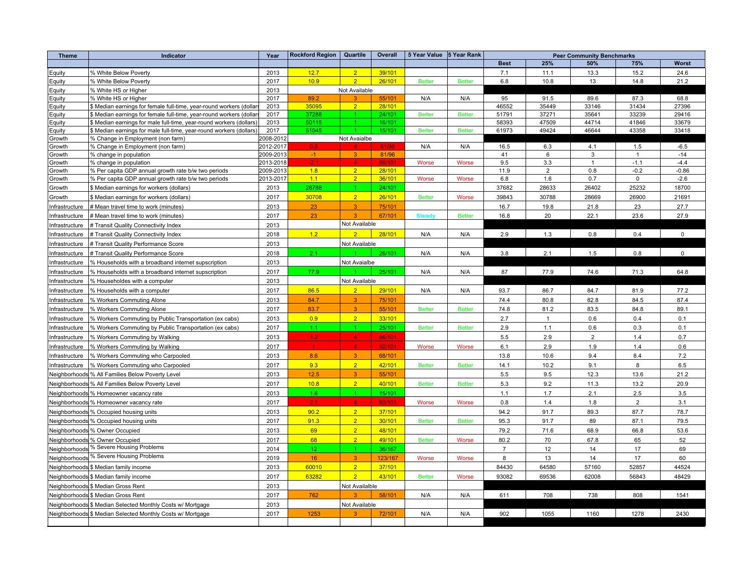| Theme | Indicator | Year | Rockford Region | Quartile | Overall | 5 Year Value | 5 Year Rank | Peer Community Benchmarks | | | | |
|---|---|---|---|---|---|---|---|---|---|---|---|---|
| | | | | | | | | Best | 25% | 50% | 75% | Worst |
| Equity | % White Below Poverty | 2013 | 12.7 | 2 | 39/101 | | | 7.1 | 11.1 | 13.3 | 15.2 | 24.6 |
| Equity | % White Below Poverty | 2017 | 10.9 | 2 | 26/101 | Better | Better | 6.8 | 10.8 | 13 | 14.8 | 21.2 |
| Equity | % White HS or Higher | 2013 | | Not Available | | | | | | | | |
| Equity | % White HS or Higher | 2017 | 89.2 | 3 | 55/101 | N/A | N/A | 95 | 91.5 | 89.6 | 87.3 | 68.8 |
| Equity | $ Median earnings for female full-time, year-round workers (dollars) | 2013 | 35095 | 2 | 28/101 | | | 46552 | 35449 | 33146 | 31434 | 27396 |
| Equity | $ Median earnings for female full-time, year-round workers (dollars) | 2017 | 37288 | 1 | 24/101 | Better | Better | 51791 | 37271 | 35641 | 33239 | 29416 |
| Equity | $ Median earnings for male full-time, year-round workers (dollars) | 2013 | 50115 | 1 | 16/101 | | | 58393 | 47509 | 44714 | 41846 | 33679 |
| Equity | $ Median earnings for male full-time, year-round workers (dollars) | 2017 | 51045 | 1 | 15/101 | Better | Better | 61973 | 49424 | 46644 | 43358 | 33418 |
| Growth | % Change in Employment (non farm) | 2008-2012 | | Not Avaialbe | | | | | | | | |
| Growth | % Change in Employment (non farm) | 2012-2017 | 0.9 | 4 | 81/98 | N/A | N/A | 16.5 | 6.3 | 4.1 | 1.5 | -6.5 |
| Growth | % change in population | 2009-2013 | -1 | 3 | 81/96 | | | 41 | 6 | 3 | 1 | -14 |
| Growth | % change in population | 2013-2018 | -2.1 | 4 | 88/101 | Worse | Worse | 9.5 | 3.3 | 1 | -1.1 | -4.4 |
| Growth | % Per capita GDP annual growth rate b/w two periods | 2009-2013 | 1.8 | 2 | 28/101 | | | 11.9 | 2 | 0.8 | -0.2 | -0.86 |
| Growth | % Per capita GDP annual growth rate b/w two periods | 2013-2017 | 1.1 | 2 | 36/101 | Worse | Worse | 6.8 | 1.6 | 0.7 | 0 | -2.6 |
| Growth | $ Median earnings for workers (dollars) | 2013 | 28788 | 1 | 24/101 | | | 37682 | 28633 | 26402 | 25232 | 18700 |
| Growth | $ Median earnings for workers (dollars) | 2017 | 30708 | 2 | 26/101 | Better | Worse | 39843 | 30788 | 28669 | 26900 | 21691 |
| Infrastructure | # Mean travel time to work (minutes) | 2013 | 23 | 3 | 75/101 | | | 16.7 | 19.8 | 21.8 | 23 | 27.7 |
| Infrastructure | # Mean travel time to work (minutes) | 2017 | 23 | 3 | 67/101 | Steady | Better | 16.8 | 20 | 22.1 | 23.6 | 27.9 |
| Infrastructure | # Transit Quality Connectivity Index | 2013 | | Not Available | | | | | | | | |
| Infrastructure | # Transit Quality Connectivity Index | 2018 | 1.2 | 2 | 28/101 | N/A | N/A | 2.9 | 1.3 | 0.8 | 0.4 | 0 |
| Infrastructure | # Transit Quality Performance Score | 2013 | | Not Available | | | | | | | | |
| Infrastructure | # Transit Quality Performance Score | 2018 | 2.1 | 1 | 26/101 | N/A | N/A | 3.8 | 2.1 | 1.5 | 0.8 | 0 |
| Infrastructure | % Households with a broadband internet supscription | 2013 | | Not Avaialbe | | | | | | | | |
| Infrastructure | % Households with a broadband internet supscription | 2017 | 77.9 | 1 | 25/101 | N/A | N/A | 87 | 77.9 | 74.6 | 71.3 | 64.8 |
| Infrastructure | % Householdes with a computer | 2013 | | Not Available | | | | | | | | |
| Infrastructure | % Households with a computer | 2017 | 86.5 | 2 | 29/101 | N/A | N/A | 93.7 | 86.7 | 84.7 | 81.9 | 77.2 |
| Infrastructure | % Workers Commuting Alone | 2013 | 84.7 | 3 | 75/101 | | | 74.4 | 80.8 | 82.8 | 84.5 | 87.4 |
| Infrastructure | % Workers Commuting Alone | 2017 | 83.7 | 3 | 55/101 | Better | Better | 74.8 | 81.2 | 83.5 | 84.8 | 89.1 |
| Infrastructure | % Workers Commuting by Public Transportation (ex cabs) | 2013 | 0.9 | 2 | 33/101 | | | 2.7 | 1 | 0.6 | 0.4 | 0.1 |
| Infrastructure | % Workers Commuting by Public Transportation (ex cabs) | 2017 | 1.1 | 1 | 25/101 | Better | Better | 2.9 | 1.1 | 0.6 | 0.3 | 0.1 |
| Infrastructure | % Workers Commuting by Walking | 2013 | 1.2 | 4 | 86/101 | | | 5.5 | 2.9 | 2 | 1.4 | 0.7 |
| Infrastructure | % Workers Commuting by Walking | 2017 | 1 | 4 | 92/101 | Worse | Worse | 6.1 | 2.9 | 1.9 | 1.4 | 0.6 |
| Infrastructure | % Workers Commuting who Carpooled | 2013 | 8.6 | 3 | 68/101 | | | 13.8 | 10.6 | 9.4 | 8.4 | 7.2 |
| Infrastructure | % Workers Commuting who Carpooled | 2017 | 9.3 | 2 | 42/101 | Better | Better | 14.1 | 10.2 | 9.1 | 8 | 6.5 |
| Neighborhoods | % All Families Below Poverty Level | 2013 | 12.5 | 3 | 55/101 | | | 5.5 | 9.5 | 12.3 | 13.6 | 21.2 |
| Neighborhoods | % All Families Below Poverty Level | 2017 | 10.8 | 2 | 40/101 | Better | Better | 5.3 | 9.2 | 11.3 | 13.2 | 20.9 |
| Neighborhoods | % Homeowner vacancy rate | 2013 | 1.6 | 1 | 15/101 | | | 1.1 | 1.7 | 2.1 | 2.5 | 3.5 |
| Neighborhoods | % Homeowner vacancy rate | 2017 | 2.1 | 4 | 80/101 | Worse | Worse | 0.8 | 1.4 | 1.8 | 2 | 3.1 |
| Neighborhoods | % Occupied housing units | 2013 | 90.2 | 2 | 37/101 | | | 94.2 | 91.7 | 89.3 | 87.7 | 78.7 |
| Neighborhoods | % Occupied housing units | 2017 | 91.3 | 2 | 30/101 | Better | Better | 95.3 | 91.7 | 89 | 87.1 | 79.5 |
| Neighborhoods | % Owner Occupied | 2013 | 69 | 2 | 48/101 | | | 79.2 | 71.6 | 68.9 | 66.8 | 53.6 |
| Neighborhoods | % Owner Occupied | 2017 | 68 | 2 | 49/101 | Better | Worse | 80.2 | 70 | 67.8 | 65 | 52 |
| Neighborhoods | % Severe Housing Problems | 2014 | 12 | 1 | 36/167 | | | 7 | 12 | 14 | 17 | 69 |
| Neighborhoods | % Severe Housing Problems | 2019 | 16 | 3 | 123/167 | Worse | Worse | 8 | 13 | 14 | 17 | 60 |
| Neighborhoods | $ Median family income | 2013 | 60010 | 2 | 37/101 | | | 84430 | 64580 | 57160 | 52857 | 44524 |
| Neighborhoods | $ Median family income | 2017 | 63282 | 2 | 43/101 | Better | Worse | 93082 | 69536 | 62008 | 56843 | 48429 |
| Neighborhoods | $ Median Gross Rent | 2013 | | Not Availalble | | | | | | | | |
| Neighborhoods | $ Median Gross Rent | 2017 | 762 | 3 | 58/101 | N/A | N/A | 611 | 708 | 738 | 808 | 1541 |
| Neighborhoods | $ Median Selected Monthly Costs w/ Mortgage | 2013 | | Not Available | | | | | | | | |
| Neighborhoods | $ Median Selected Monthly Costs w/ Mortgage | 2017 | 1253 | 3 | 72/101 | N/A | N/A | 902 | 1055 | 1160 | 1278 | 2430 |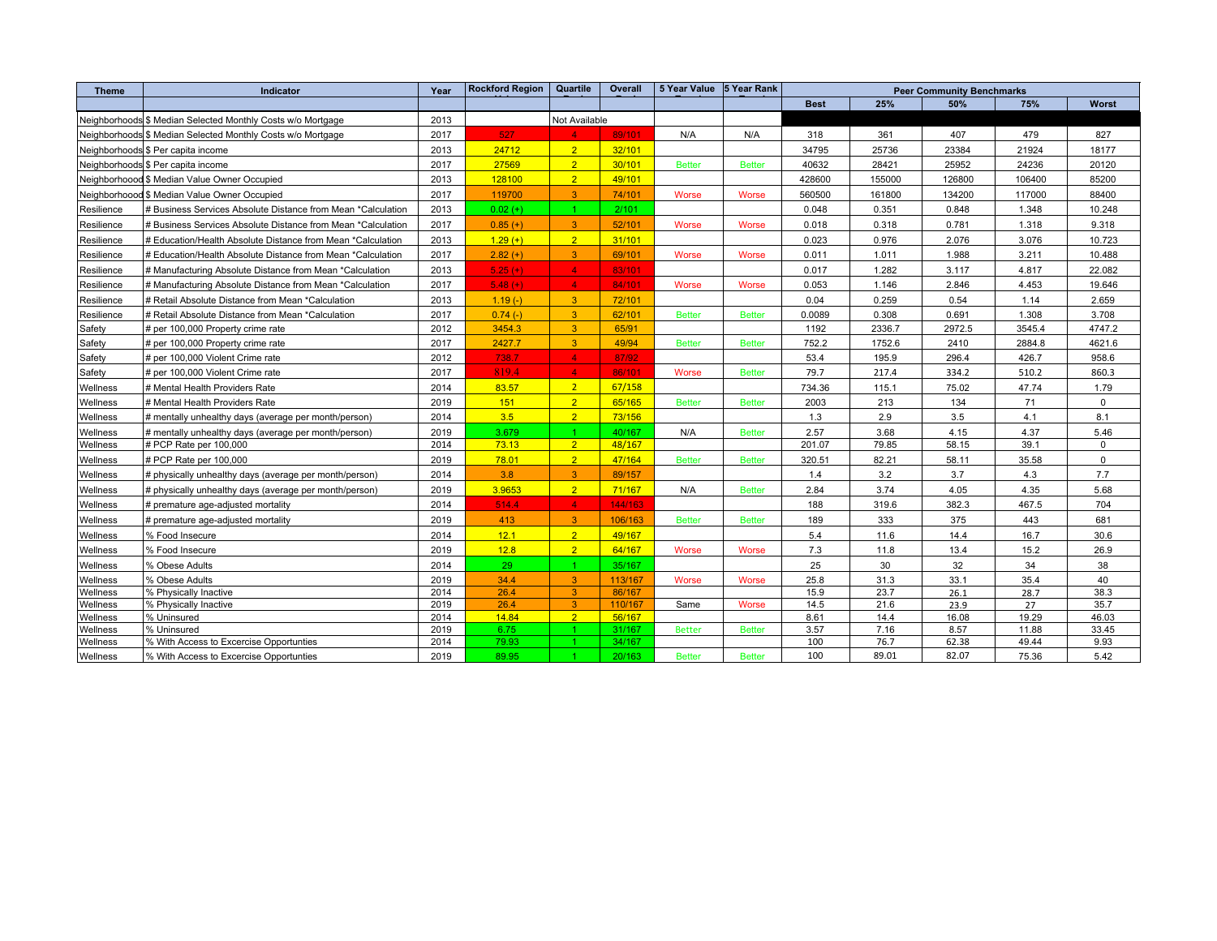| Theme | Indicator | Year | Rockford Region Value | Quartile Rank | Overall Rank | 5 Year Value Trend | 5 Year Rank Trend | Peer Community Benchmarks | | | | |
|---|---|---|---|---|---|---|---|---|---|---|---|---|
| | | | | | | | | Best | 25% | 50% | 75% | Worst |
| Neighborhoods | $ Median Selected Monthly Costs w/o Mortgage | 2013 | | Not Available | | | | | | | | |
| Neighborhoods | $ Median Selected Monthly Costs w/o Mortgage | 2017 | 527 | 4 | 89/101 | N/A | N/A | 318 | 361 | 407 | 479 | 827 |
| Neighborhoods | $ Per capita income | 2013 | 24712 | 2 | 32/101 | | | 34795 | 25736 | 23384 | 21924 | 18177 |
| Neighborhoods | $ Per capita income | 2017 | 27569 | 2 | 30/101 | Better | Better | 40632 | 28421 | 25952 | 24236 | 20120 |
| Neighborhoood | $ Median Value Owner Occupied | 2013 | 128100 | 2 | 49/101 | | | 428600 | 155000 | 126800 | 106400 | 85200 |
| Neighborhoood | $ Median Value Owner Occupied | 2017 | 119700 | 3 | 74/101 | Worse | Worse | 560500 | 161800 | 134200 | 117000 | 88400 |
| Resilience | # Business Services Absolute Distance from Mean *Calculation | 2013 | 0.02 (+) | 1 | 2/101 | | | 0.048 | 0.351 | 0.848 | 1.348 | 10.248 |
| Resilience | # Business Services Absolute Distance from Mean *Calculation | 2017 | 0.85 (+) | 3 | 52/101 | Worse | Worse | 0.018 | 0.318 | 0.781 | 1.318 | 9.318 |
| Resilience | # Education/Health Absolute Distance from Mean *Calculation | 2013 | 1.29 (+) | 2 | 31/101 | | | 0.023 | 0.976 | 2.076 | 3.076 | 10.723 |
| Resilience | # Education/Health Absolute Distance from Mean *Calculation | 2017 | 2.82 (+) | 3 | 69/101 | Worse | Worse | 0.011 | 1.011 | 1.988 | 3.211 | 10.488 |
| Resilience | # Manufacturing Absolute Distance from Mean *Calculation | 2013 | 5.25 (+) | 4 | 83/101 | | | 0.017 | 1.282 | 3.117 | 4.817 | 22.082 |
| Resilience | # Manufacturing Absolute Distance from Mean *Calculation | 2017 | 5.48 (+) | 4 | 84/101 | Worse | Worse | 0.053 | 1.146 | 2.846 | 4.453 | 19.646 |
| Resilience | # Retail Absolute Distance from Mean *Calculation | 2013 | 1.19 (-) | 3 | 72/101 | | | 0.04 | 0.259 | 0.54 | 1.14 | 2.659 |
| Resilience | # Retail Absolute Distance from Mean *Calculation | 2017 | 0.74 (-) | 3 | 62/101 | Better | Better | 0.0089 | 0.308 | 0.691 | 1.308 | 3.708 |
| Safety | # per 100,000 Property crime rate | 2012 | 3454.3 | 3 | 65/91 | | | 1192 | 2336.7 | 2972.5 | 3545.4 | 4747.2 |
| Safety | # per 100,000 Property crime rate | 2017 | 2427.7 | 3 | 49/94 | Better | Better | 752.2 | 1752.6 | 2410 | 2884.8 | 4621.6 |
| Safety | # per 100,000 Violent Crime rate | 2012 | 738.7 | 4 | 87/92 | | | 53.4 | 195.9 | 296.4 | 426.7 | 958.6 |
| Safety | # per 100,000 Violent Crime rate | 2017 | 819.4 | 4 | 86/101 | Worse | Better | 79.7 | 217.4 | 334.2 | 510.2 | 860.3 |
| Wellness | # Mental Health Providers Rate | 2014 | 83.57 | 2 | 67/158 | | | 734.36 | 115.1 | 75.02 | 47.74 | 1.79 |
| Wellness | # Mental Health Providers Rate | 2019 | 151 | 2 | 65/165 | Better | Better | 2003 | 213 | 134 | 71 | 0 |
| Wellness | # mentally unhealthy days (average per month/person) | 2014 | 3.5 | 2 | 73/156 | | | 1.3 | 2.9 | 3.5 | 4.1 | 8.1 |
| Wellness | # mentally unhealthy days (average per month/person) | 2019 | 3.679 | 1 | 40/167 | N/A | Better | 2.57 | 3.68 | 4.15 | 4.37 | 5.46 |
| Wellness | # PCP Rate per 100,000 | 2014 | 73.13 | 2 | 48/167 | | | 201.07 | 79.85 | 58.15 | 39.1 | 0 |
| Wellness | # PCP Rate per 100,000 | 2019 | 78.01 | 2 | 47/164 | Better | Better | 320.51 | 82.21 | 58.11 | 35.58 | 0 |
| Wellness | # physically unhealthy days (average per month/person) | 2014 | 3.8 | 3 | 89/157 | | | 1.4 | 3.2 | 3.7 | 4.3 | 7.7 |
| Wellness | # physically unhealthy days (average per month/person) | 2019 | 3.9653 | 2 | 71/167 | N/A | Better | 2.84 | 3.74 | 4.05 | 4.35 | 5.68 |
| Wellness | # premature age-adjusted mortality | 2014 | 514.4 | 4 | 144/163 | | | 188 | 319.6 | 382.3 | 467.5 | 704 |
| Wellness | # premature age-adjusted mortality | 2019 | 413 | 3 | 106/163 | Better | Better | 189 | 333 | 375 | 443 | 681 |
| Wellness | % Food Insecure | 2014 | 12.1 | 2 | 49/167 | | | 5.4 | 11.6 | 14.4 | 16.7 | 30.6 |
| Wellness | % Food Insecure | 2019 | 12.8 | 2 | 64/167 | Worse | Worse | 7.3 | 11.8 | 13.4 | 15.2 | 26.9 |
| Wellness | % Obese Adults | 2014 | 29 | 1 | 35/167 | | | 25 | 30 | 32 | 34 | 38 |
| Wellness | % Obese Adults | 2019 | 34.4 | 3 | 113/167 | Worse | Worse | 25.8 | 31.3 | 33.1 | 35.4 | 40 |
| Wellness | % Physically Inactive | 2014 | 26.4 | 3 | 86/167 | | | 15.9 | 23.7 | 26.1 | 28.7 | 38.3 |
| Wellness | % Physically Inactive | 2019 | 26.4 | 3 | 110/167 | Same | Worse | 14.5 | 21.6 | 23.9 | 27 | 35.7 |
| Wellness | % Uninsured | 2014 | 14.84 | 2 | 56/167 | | | 8.61 | 14.4 | 16.08 | 19.29 | 46.03 |
| Wellness | % Uninsured | 2019 | 6.75 | 1 | 31/167 | Better | Better | 3.57 | 7.16 | 8.57 | 11.88 | 33.45 |
| Wellness | % With Access to Excercise Opportunties | 2014 | 79.93 | 1 | 34/167 | | | 100 | 76.7 | 62.38 | 49.44 | 9.93 |
| Wellness | % With Access to Excercise Opportunties | 2019 | 89.95 | 1 | 20/163 | Better | Better | 100 | 89.01 | 82.07 | 75.36 | 5.42 |